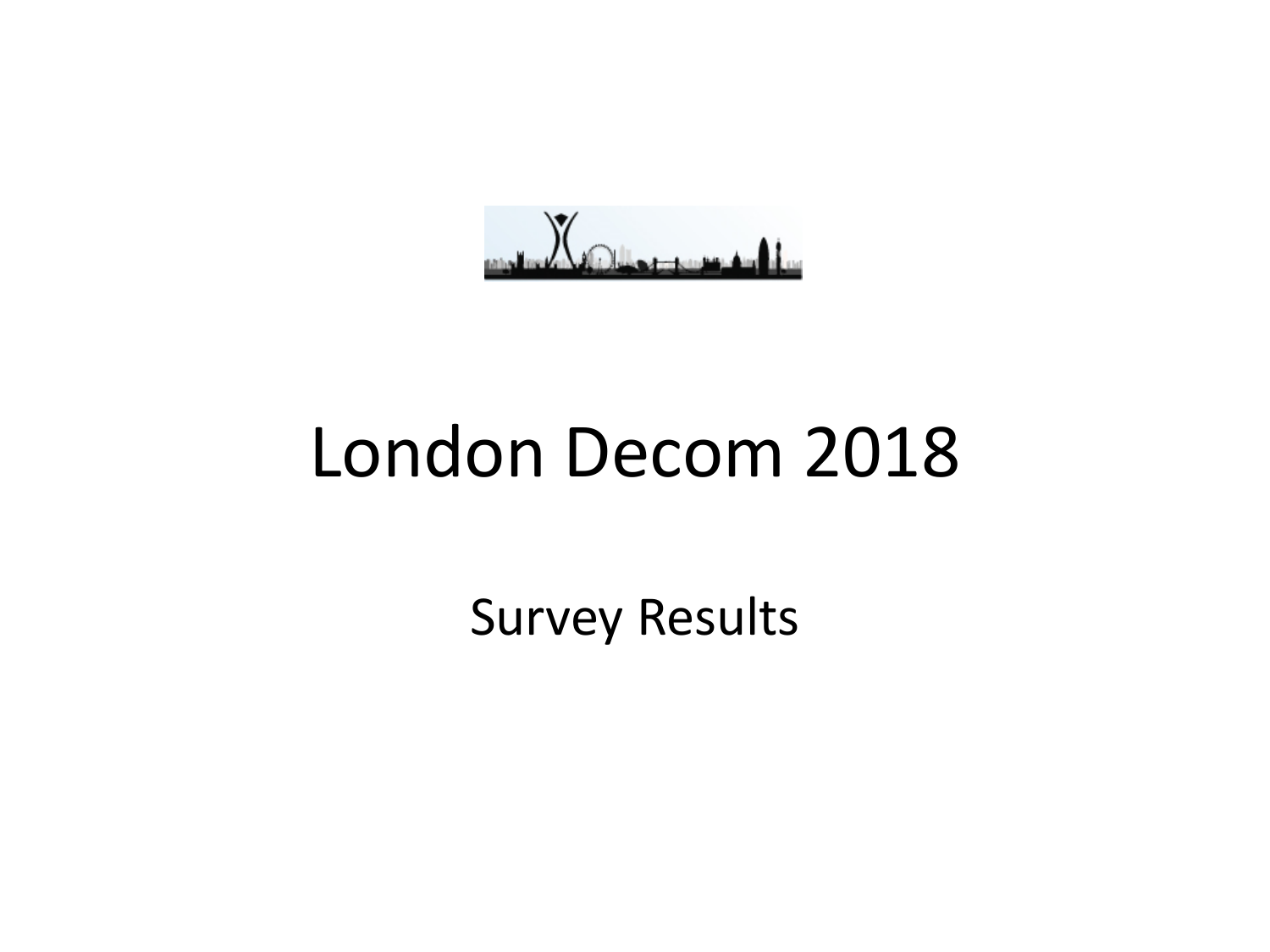# London Decom 2018

Survey Results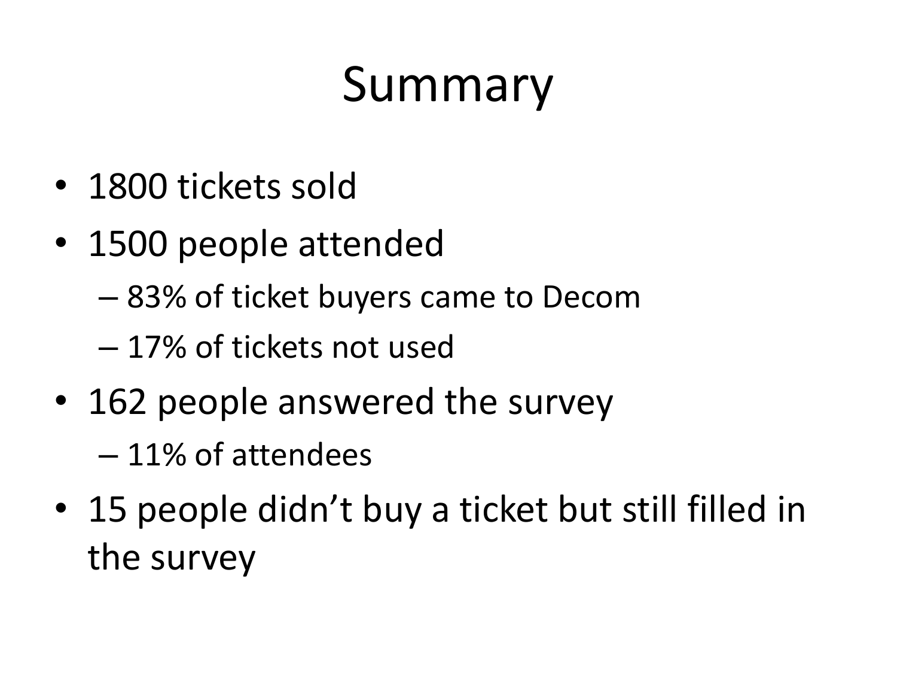# Summary

- 1800 tickets sold
- 1500 people attended
  - 83% of ticket buyers came to Decom
  - 17% of tickets not used
- 162 people answered the survey
  - 11% of attendees
- 15 people didn't buy a ticket but still filled in the survey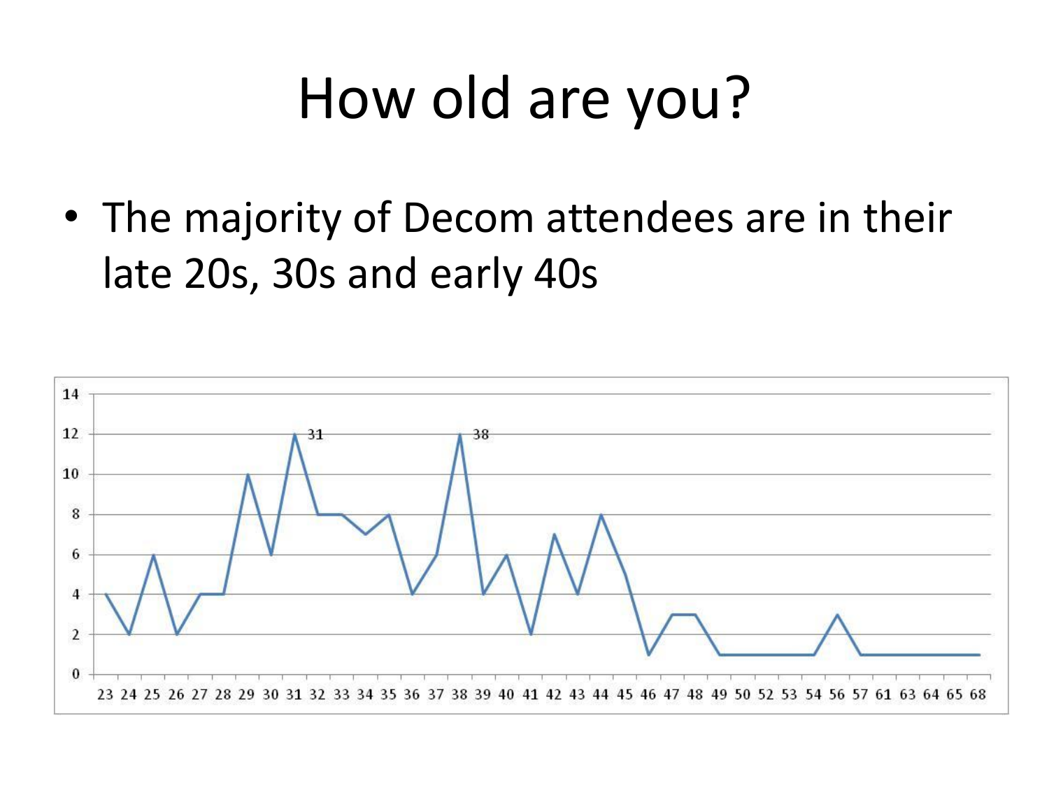# How old are you?

- The majority of Decom attendees are in their late 20s, 30s and early 40s

14
12
10
8
6
4
2
0

31
38

23 24 25 26 27 28 29 30 31 32 33 34 35 36 37 38 39 40 41 42 43 44 45 46 47 48 49 50 52 53 54 56 57 61 63 64 65 68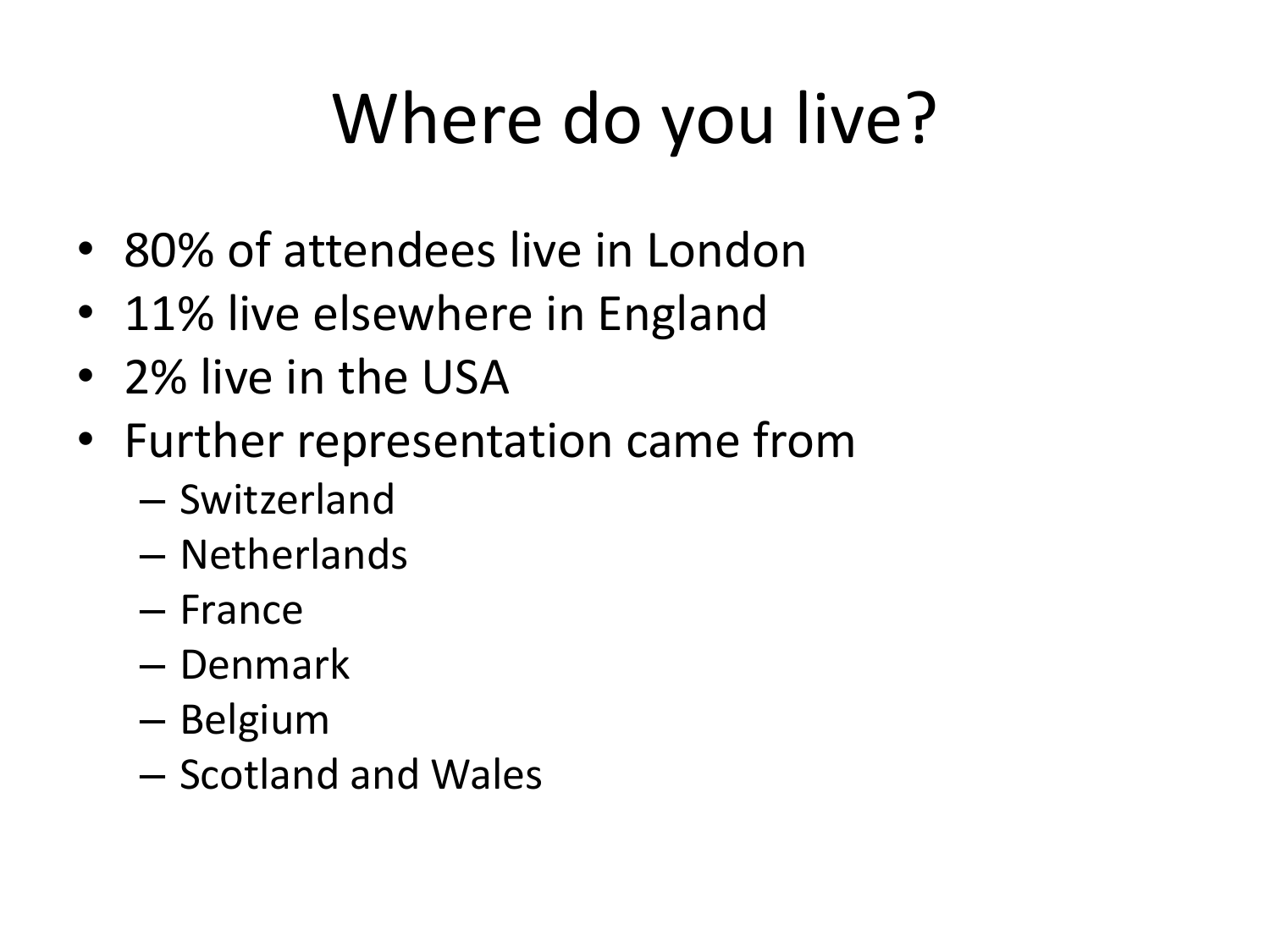# Where do you live?

- 80% of attendees live in London
- 11% live elsewhere in England
- 2% live in the USA
- Further representation came from
  - Switzerland
  - Netherlands
  - France
  - Denmark
  - Belgium
  - Scotland and Wales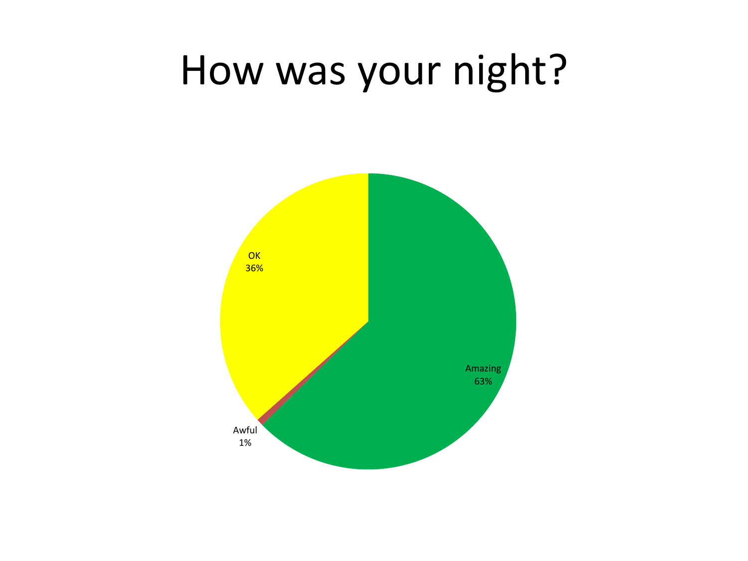# How was your night?

OK
36%

Awful
1%

Amazing
63%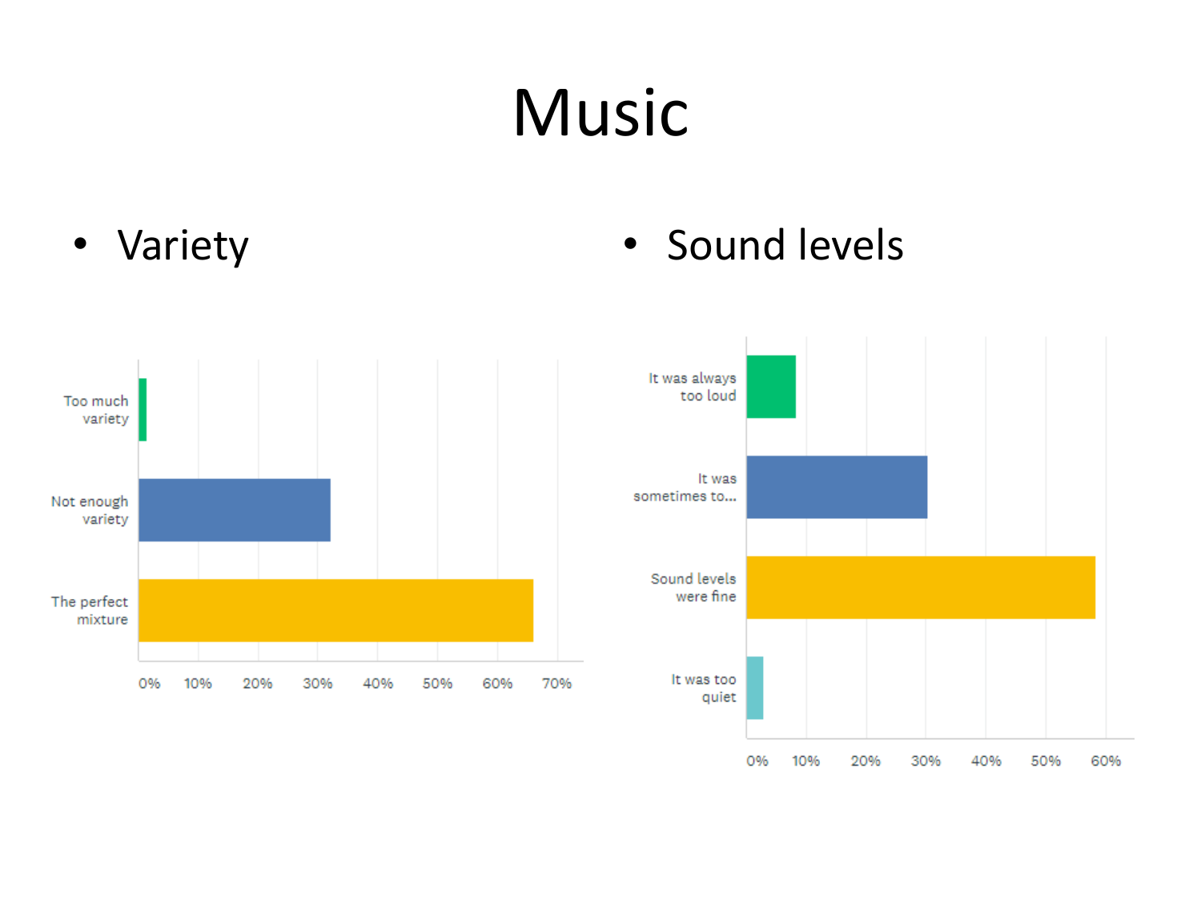# Music

- Variety

Too much variety
Not enough variety
The perfect mixture

0% 10% 20% 30% 40% 50% 60% 70%

- Sound levels

It was always too loud
It was sometimes to...
Sound levels were fine
It was too quiet

0% 10% 20% 30% 40% 50% 60%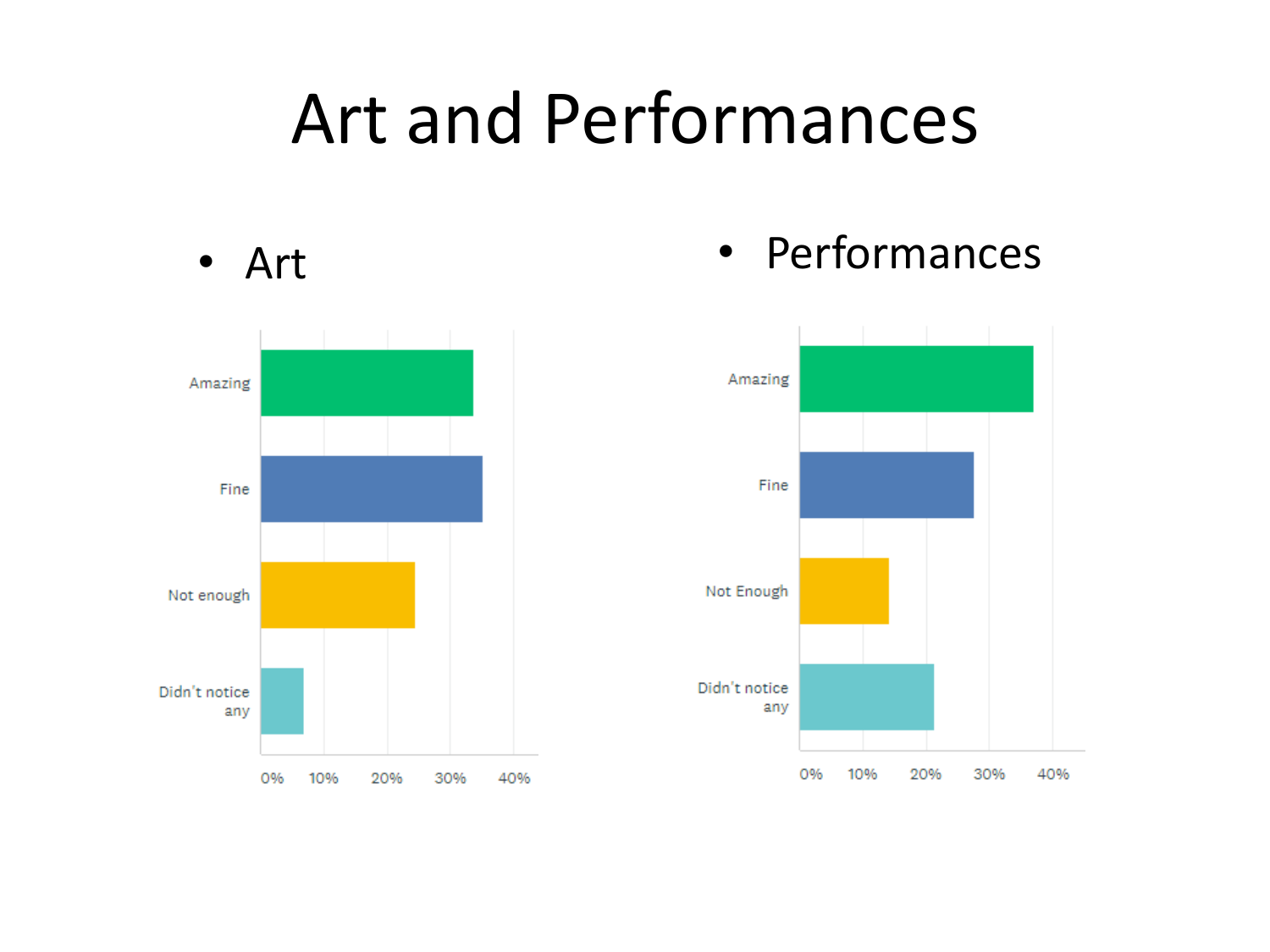# Art and Performances

- Art

Amazing
Fine
Not enough
Didn't notice any

0% 10% 20% 30% 40%

- Performances

Amazing
Fine
Not Enough
Didn't notice any

0% 10% 20% 30% 40%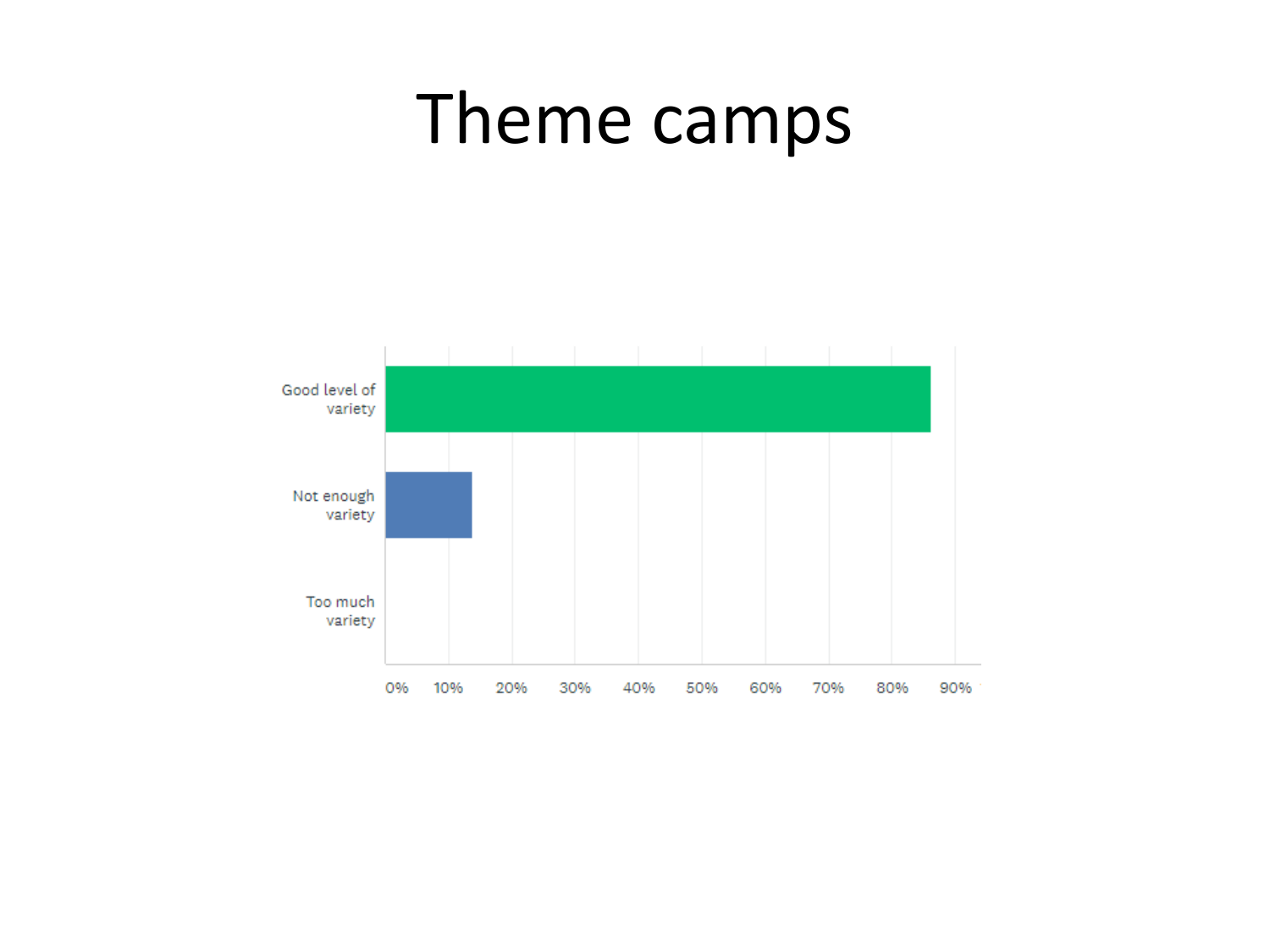# Theme camps

Good level of variety

Not enough variety

Too much variety

0% 10% 20% 30% 40% 50% 60% 70% 80% 90%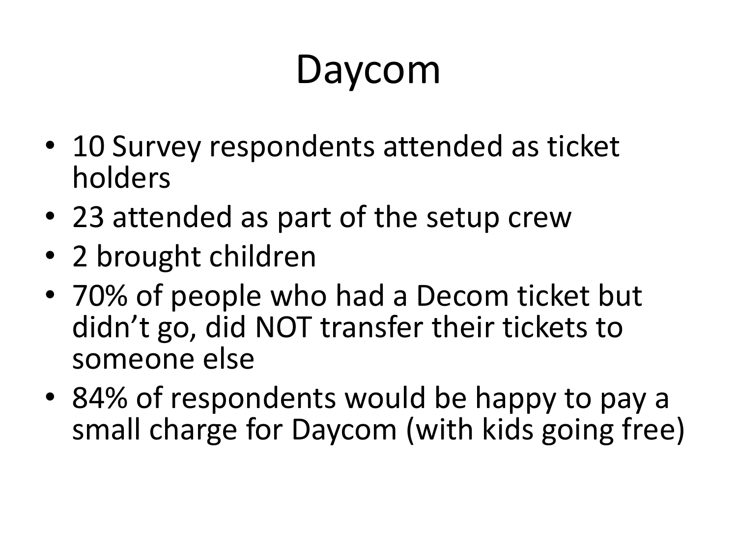# Daycom

- 10 Survey respondents attended as ticket holders
- 23 attended as part of the setup crew
- 2 brought children
- 70% of people who had a Decom ticket but didn't go, did NOT transfer their tickets to someone else
- 84% of respondents would be happy to pay a small charge for Daycom (with kids going free)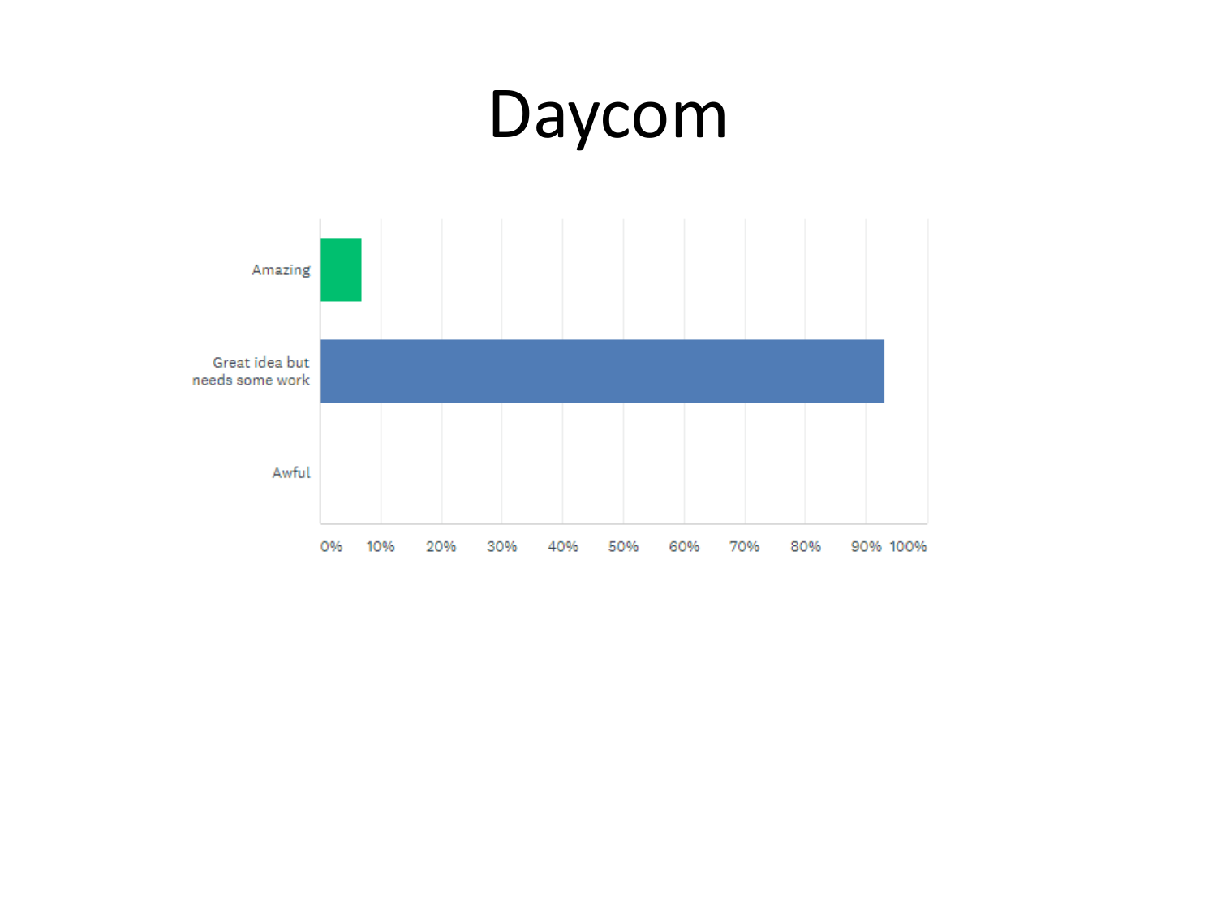# Daycom

Amazing

Great idea but needs some work

Awful

0% 10% 20% 30% 40% 50% 60% 70% 80% 90% 100%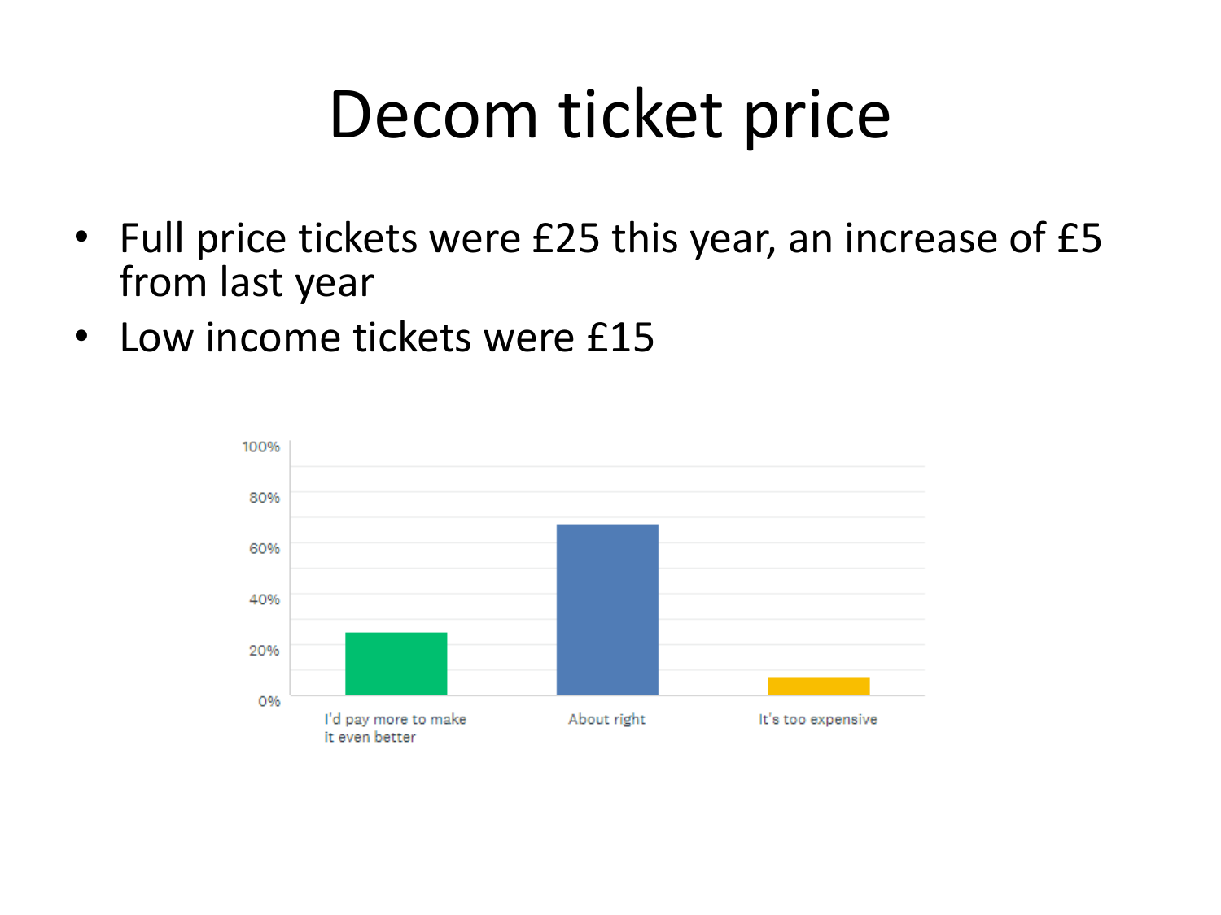# Decom ticket price

- Full price tickets were £25 this year, an increase of £5 from last year
- Low income tickets were £15

100%
80%
60%
40%
20%
0%

I'd pay more to make it even better
About right
It's too expensive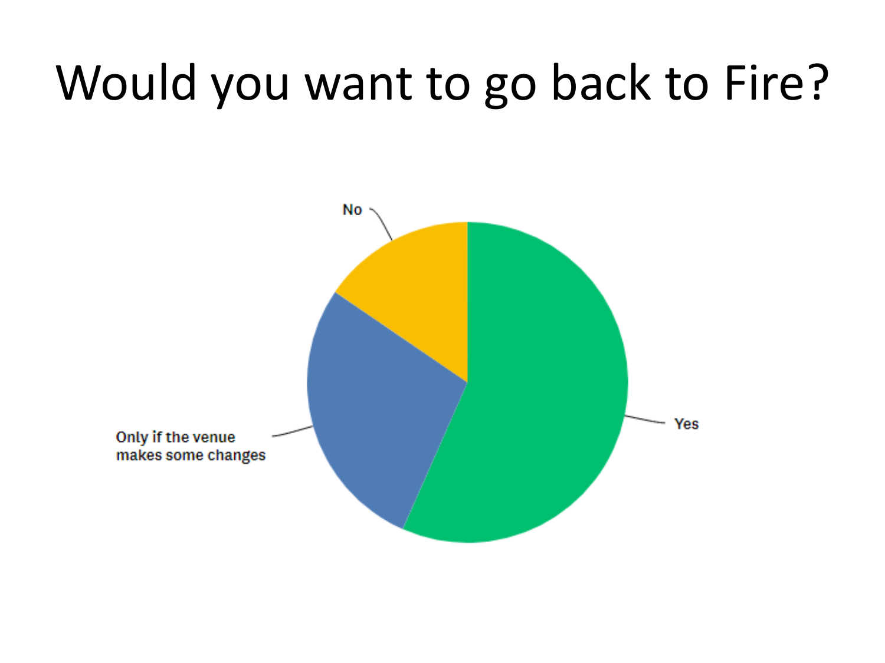# Would you want to go back to Fire?

No

Only if the venue makes some changes

Yes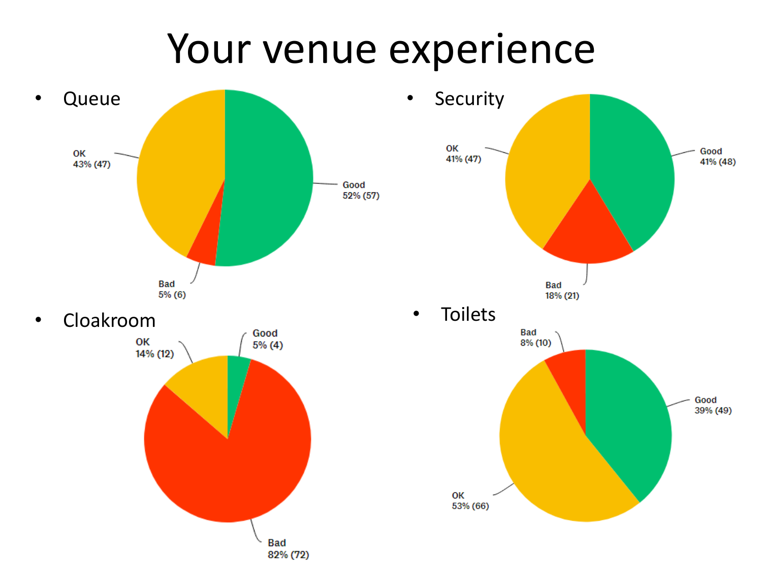# Your venue experience

- Queue

OK 43% (47)

Good 52% (57)

Bad 5% (6)

- Security

OK 41% (47)

Good 41% (48)

Bad 18% (21)

- Cloakroom

OK 14% (12)

Good 5% (4)

Bad 82% (72)

- Toilets

Bad 8% (10)

Good 39% (49)

OK 53% (66)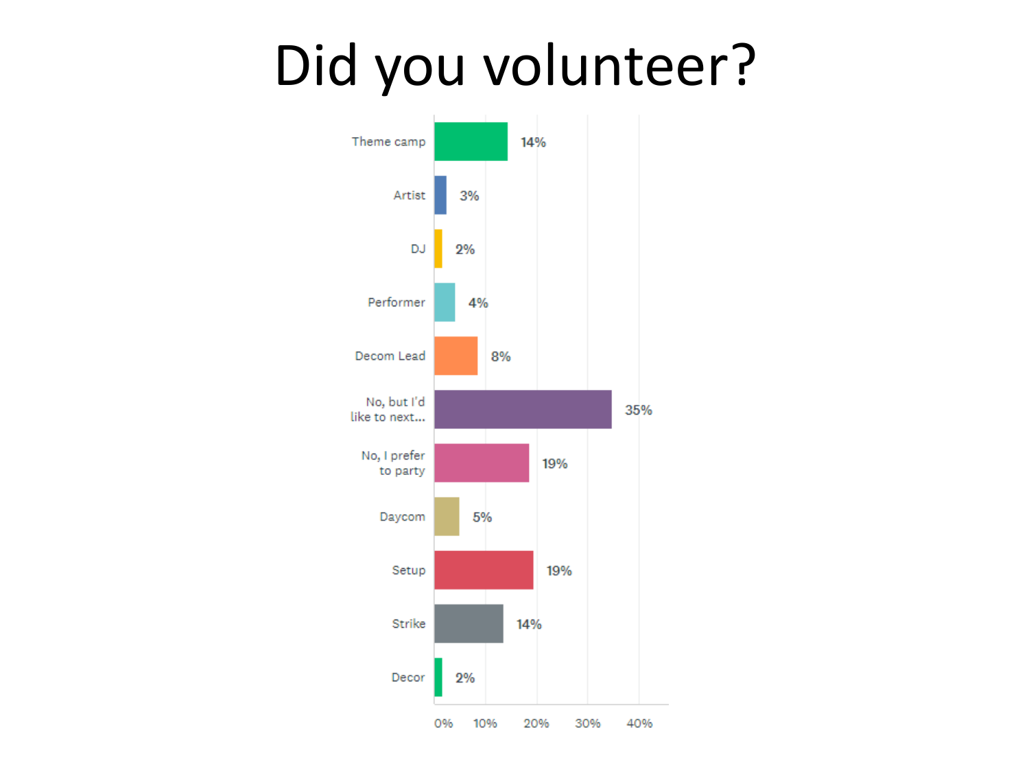# Did you volunteer?

Theme camp 14%

Artist 3%

DJ 2%

Performer 4%

Decom Lead 8%

No, but I'd like to next... 35%

No, I prefer to party 19%

Daycom 5%

Setup 19%

Strike 14%

Decor 2%

0% 10% 20% 30% 40%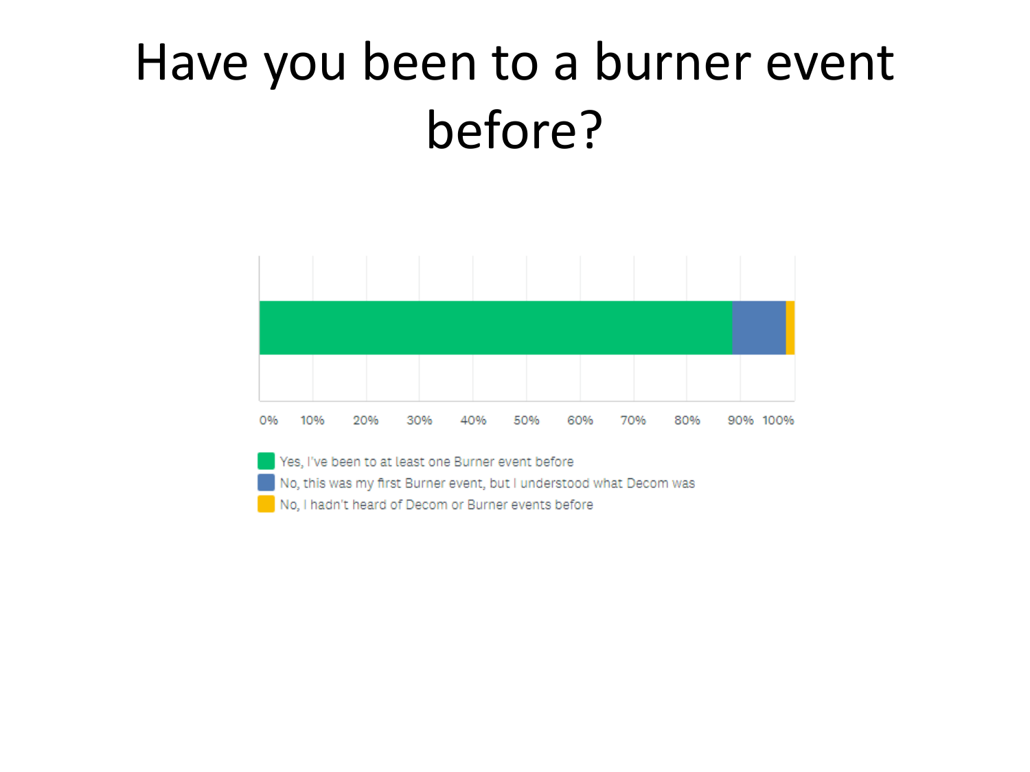# Have you been to a burner event before?

0% 10% 20% 30% 40% 50% 60% 70% 80% 90% 100%

- Yes, I've been to at least one Burner event before
- No, this was my first Burner event, but I understood what Decom was
- No, I hadn't heard of Decom or Burner events before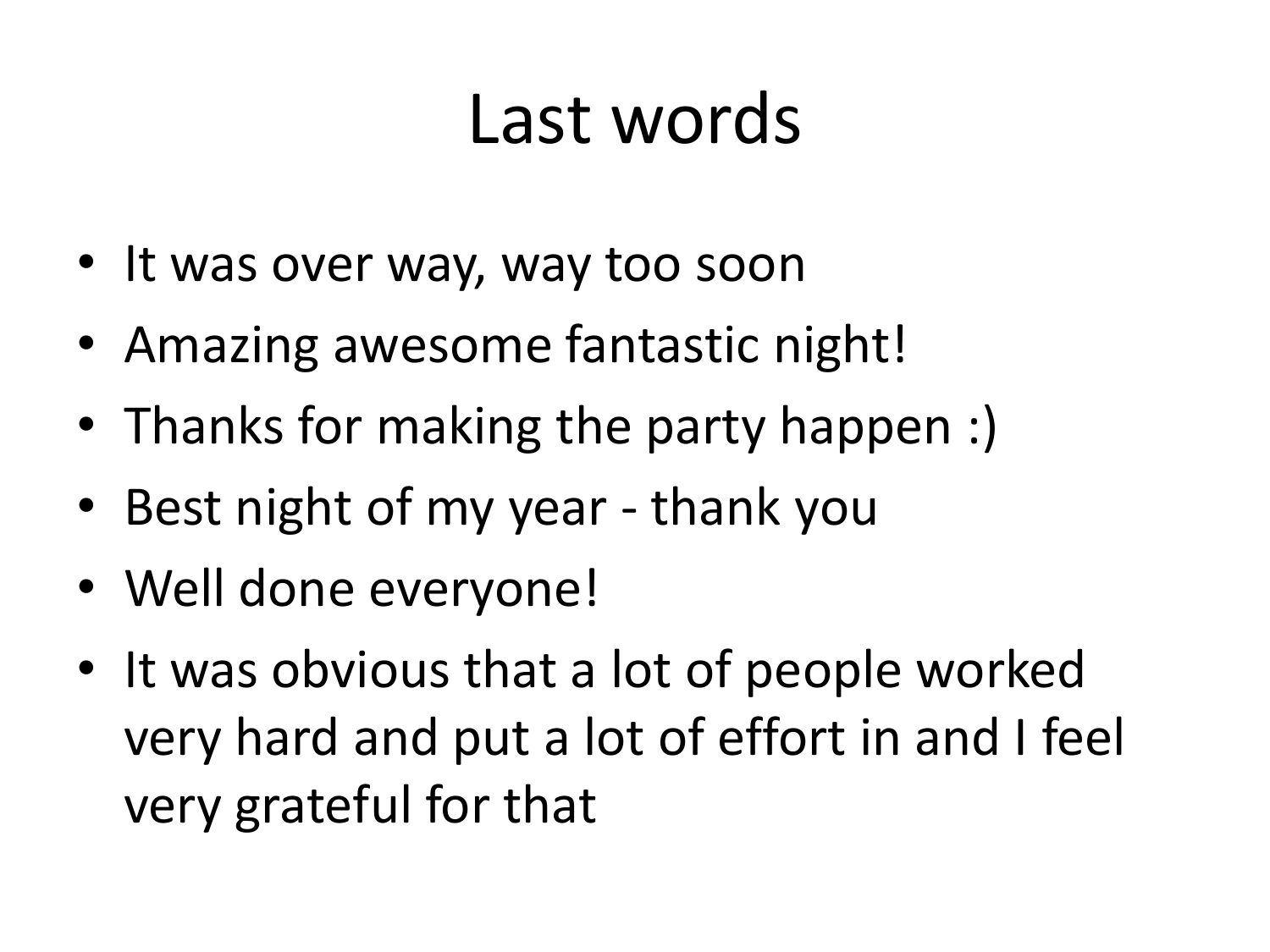# Last words

- It was over way, way too soon
- Amazing awesome fantastic night!
- Thanks for making the party happen :)
- Best night of my year - thank you
- Well done everyone!
- It was obvious that a lot of people worked very hard and put a lot of effort in and I feel very grateful for that